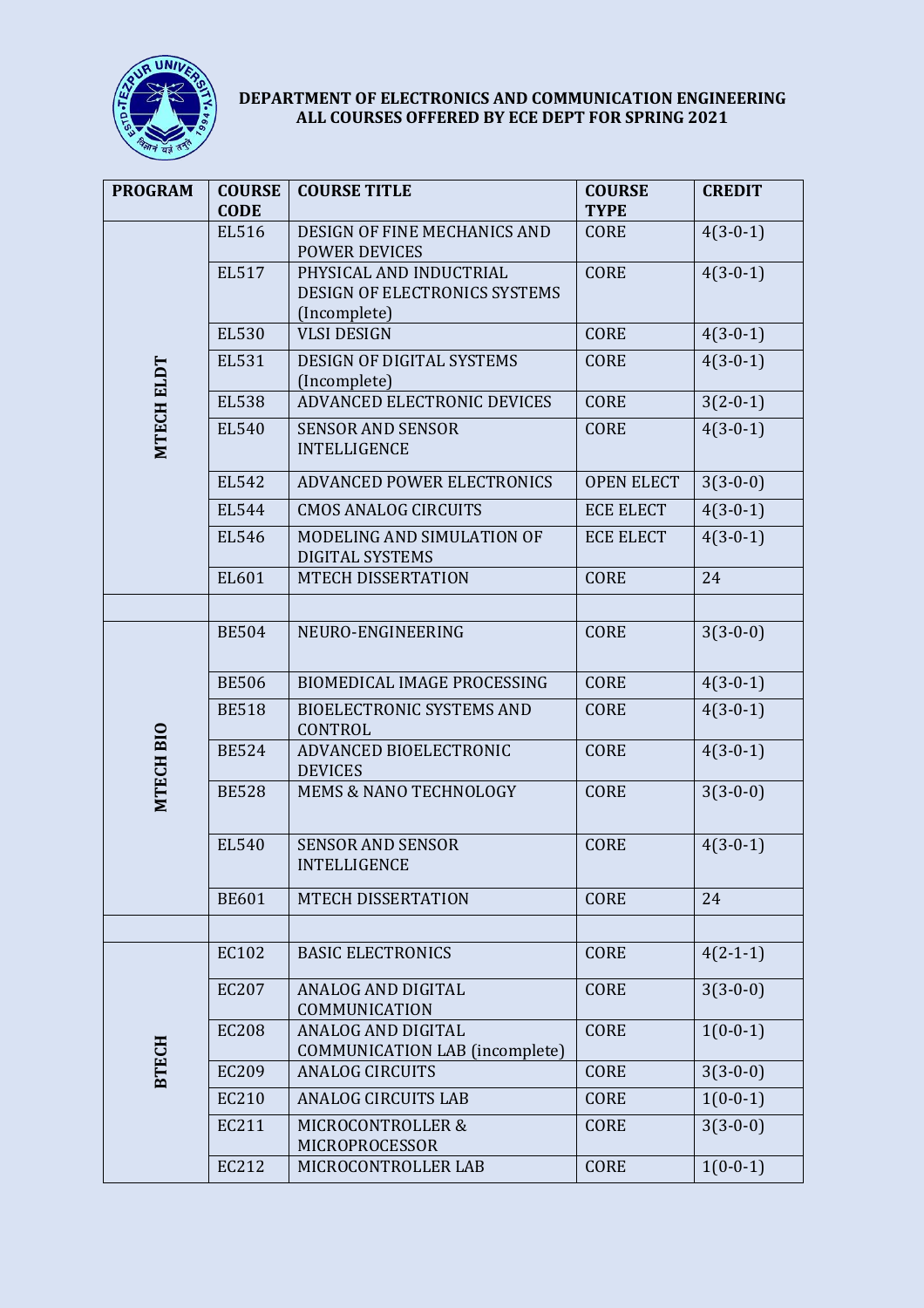**DEPARTMENT OF ELECTRONICS AND COMMUNICATION ENGINEERING**
**ALL COURSES OFFERED BY ECE DEPT FOR SPRING 2021**

| PROGRAM | COURSE CODE | COURSE TITLE | COURSE TYPE | CREDIT |
|---|---|---|---|---|
| MTECH ELDT | EL516 | DESIGN OF FINE MECHANICS AND POWER DEVICES | CORE | 4(3-0-1) |
| | EL517 | PHYSICAL AND INDUCTRIAL DESIGN OF ELECTRONICS SYSTEMS (Incomplete) | CORE | 4(3-0-1) |
| | EL530 | VLSI DESIGN | CORE | 4(3-0-1) |
| | EL531 | DESIGN OF DIGITAL SYSTEMS (Incomplete) | CORE | 4(3-0-1) |
| | EL538 | ADVANCED ELECTRONIC DEVICES | CORE | 3(2-0-1) |
| | EL540 | SENSOR AND SENSOR INTELLIGENCE | CORE | 4(3-0-1) |
| | EL542 | ADVANCED POWER ELECTRONICS | OPEN ELECT | 3(3-0-0) |
| | EL544 | CMOS ANALOG CIRCUITS | ECE ELECT | 4(3-0-1) |
| | EL546 | MODELING AND SIMULATION OF DIGITAL SYSTEMS | ECE ELECT | 4(3-0-1) |
| | EL601 | MTECH DISSERTATION | CORE | 24 |
| | | | | |
| MTECH BIO | BE504 | NEURO-ENGINEERING | CORE | 3(3-0-0) |
| | BE506 | BIOMEDICAL IMAGE PROCESSING | CORE | 4(3-0-1) |
| | BE518 | BIOELECTRONIC SYSTEMS AND CONTROL | CORE | 4(3-0-1) |
| | BE524 | ADVANCED BIOELECTRONIC DEVICES | CORE | 4(3-0-1) |
| | BE528 | MEMS & NANO TECHNOLOGY | CORE | 3(3-0-0) |
| | EL540 | SENSOR AND SENSOR INTELLIGENCE | CORE | 4(3-0-1) |
| | BE601 | MTECH DISSERTATION | CORE | 24 |
| | | | | |
| BTECH | EC102 | BASIC ELECTRONICS | CORE | 4(2-1-1) |
| | EC207 | ANALOG AND DIGITAL COMMUNICATION | CORE | 3(3-0-0) |
| | EC208 | ANALOG AND DIGITAL COMMUNICATION LAB (incomplete) | CORE | 1(0-0-1) |
| | EC209 | ANALOG CIRCUITS | CORE | 3(3-0-0) |
| | EC210 | ANALOG CIRCUITS LAB | CORE | 1(0-0-1) |
| | EC211 | MICROCONTROLLER & MICROPROCESSOR | CORE | 3(3-0-0) |
| | EC212 | MICROCONTROLLER LAB | CORE | 1(0-0-1) |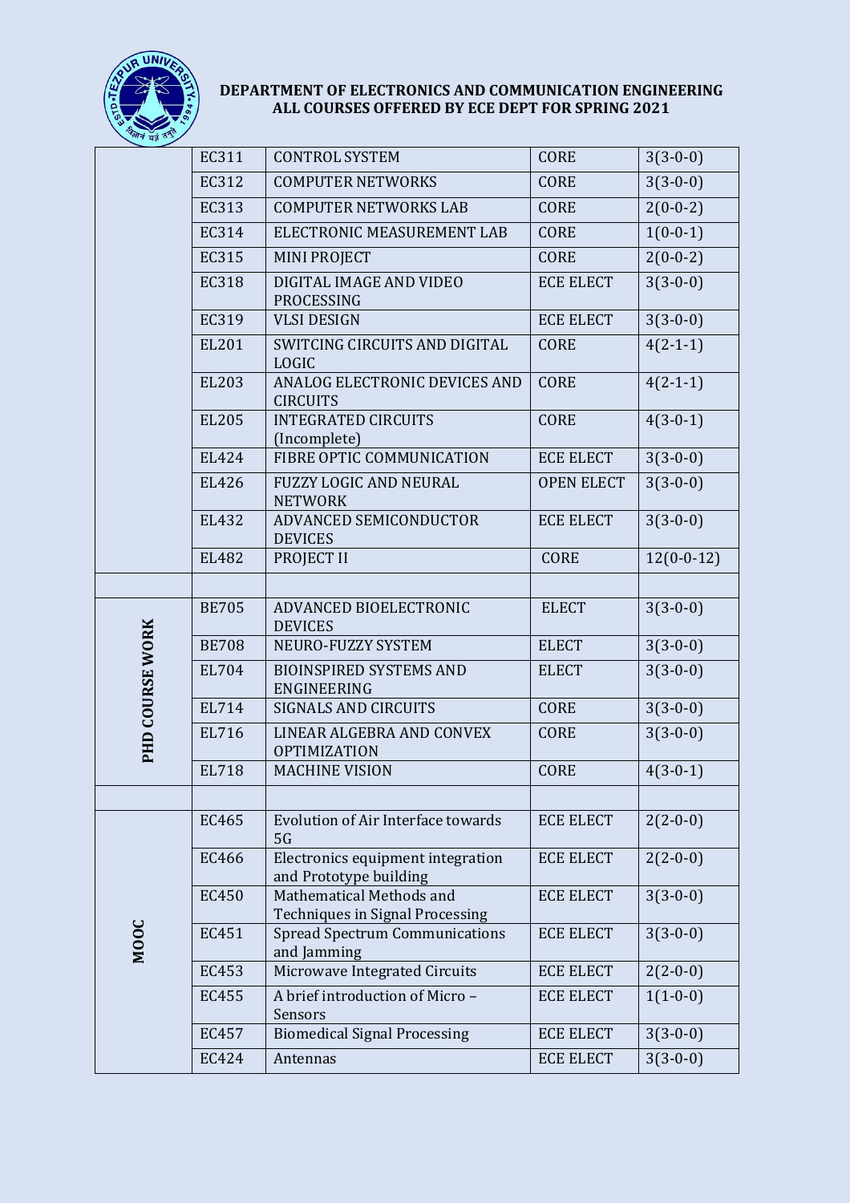**DEPARTMENT OF ELECTRONICS AND COMMUNICATION ENGINEERING**
**ALL COURSES OFFERED BY ECE DEPT FOR SPRING 2021**

| | | | | |
|---|---|---|---|---|
| | EC311 | CONTROL SYSTEM | CORE | 3(3-0-0) |
| | EC312 | COMPUTER NETWORKS | CORE | 3(3-0-0) |
| | EC313 | COMPUTER NETWORKS LAB | CORE | 2(0-0-2) |
| | EC314 | ELECTRONIC MEASUREMENT LAB | CORE | 1(0-0-1) |
| | EC315 | MINI PROJECT | CORE | 2(0-0-2) |
| | EC318 | DIGITAL IMAGE AND VIDEO PROCESSING | ECE ELECT | 3(3-0-0) |
| | EC319 | VLSI DESIGN | ECE ELECT | 3(3-0-0) |
| | EL201 | SWITCING CIRCUITS AND DIGITAL LOGIC | CORE | 4(2-1-1) |
| | EL203 | ANALOG ELECTRONIC DEVICES AND CIRCUITS | CORE | 4(2-1-1) |
| | EL205 | INTEGRATED CIRCUITS (Incomplete) | CORE | 4(3-0-1) |
| | EL424 | FIBRE OPTIC COMMUNICATION | ECE ELECT | 3(3-0-0) |
| | EL426 | FUZZY LOGIC AND NEURAL NETWORK | OPEN ELECT | 3(3-0-0) |
| | EL432 | ADVANCED SEMICONDUCTOR DEVICES | ECE ELECT | 3(3-0-0) |
| | EL482 | PROJECT II | CORE | 12(0-0-12) |
| | | | | |
| PHD COURSE WORK | BE705 | ADVANCED BIOELECTRONIC DEVICES | ELECT | 3(3-0-0) |
| | BE708 | NEURO-FUZZY SYSTEM | ELECT | 3(3-0-0) |
| | EL704 | BIOINSPIRED SYSTEMS AND ENGINEERING | ELECT | 3(3-0-0) |
| | EL714 | SIGNALS AND CIRCUITS | CORE | 3(3-0-0) |
| | EL716 | LINEAR ALGEBRA AND CONVEX OPTIMIZATION | CORE | 3(3-0-0) |
| | EL718 | MACHINE VISION | CORE | 4(3-0-1) |
| | | | | |
| MOOC | EC465 | Evolution of Air Interface towards 5G | ECE ELECT | 2(2-0-0) |
| | EC466 | Electronics equipment integration and Prototype building | ECE ELECT | 2(2-0-0) |
| | EC450 | Mathematical Methods and Techniques in Signal Processing | ECE ELECT | 3(3-0-0) |
| | EC451 | Spread Spectrum Communications and Jamming | ECE ELECT | 3(3-0-0) |
| | EC453 | Microwave Integrated Circuits | ECE ELECT | 2(2-0-0) |
| | EC455 | A brief introduction of Micro – Sensors | ECE ELECT | 1(1-0-0) |
| | EC457 | Biomedical Signal Processing | ECE ELECT | 3(3-0-0) |
| | EC424 | Antennas | ECE ELECT | 3(3-0-0) |